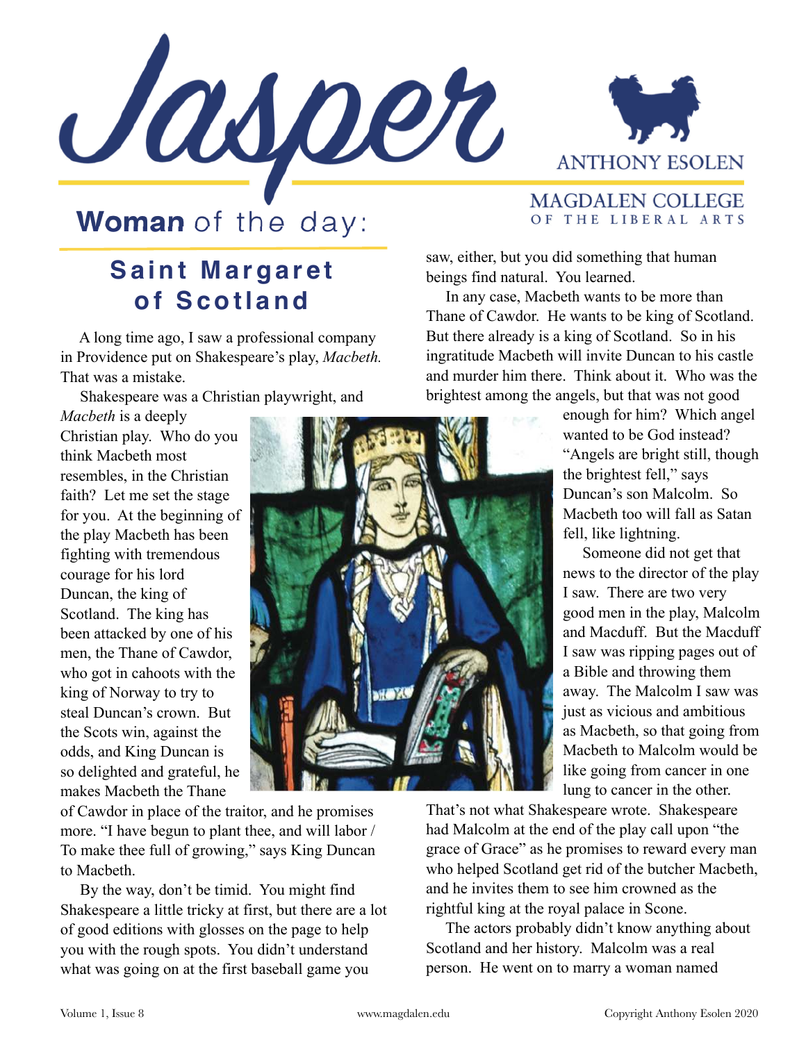# Jasper

ANTHONY ESOLEN

MAGDALEN COLLEGE OF THE LIBERAL ARTS

## Woman of the day:

## Saint Margaret of Scotland

A long time ago, I saw a professional company in Providence put on Shakespeare's play, *Macbeth.* That was a mistake.

Shakespeare was a Christian playwright, and *Macbeth* is a deeply Christian play. Who do you think Macbeth most resembles, in the Christian faith? Let me set the stage for you. At the beginning of the play Macbeth has been fighting with tremendous courage for his lord Duncan, the king of Scotland. The king has been attacked by one of his men, the Thane of Cawdor, who got in cahoots with the king of Norway to try to steal Duncan's crown. But the Scots win, against the odds, and King Duncan is so delighted and grateful, he makes Macbeth the Thane of Cawdor in place of the traitor, and he promises more. "I have begun to plant thee, and will labor / To make thee full of growing," says King Duncan to Macbeth.

By the way, don't be timid. You might find Shakespeare a little tricky at first, but there are a lot of good editions with glosses on the page to help you with the rough spots. You didn't understand what was going on at the first baseball game you saw, either, but you did something that human beings find natural. You learned.

In any case, Macbeth wants to be more than Thane of Cawdor. He wants to be king of Scotland. But there already is a king of Scotland. So in his ingratitude Macbeth will invite Duncan to his castle and murder him there. Think about it. Who was the brightest among the angels, but that was not good enough for him? Which angel wanted to be God instead? "Angels are bright still, though the brightest fell," says Duncan's son Malcolm. So Macbeth too will fall as Satan fell, like lightning.

Someone did not get that news to the director of the play I saw. There are two very good men in the play, Malcolm and Macduff. But the Macduff I saw was ripping pages out of a Bible and throwing them away. The Malcolm I saw was just as vicious and ambitious as Macbeth, so that going from Macbeth to Malcolm would be like going from cancer in one lung to cancer in the other. That's not what Shakespeare wrote. Shakespeare had Malcolm at the end of the play call upon "the grace of Grace" as he promises to reward every man who helped Scotland get rid of the butcher Macbeth, and he invites them to see him crowned as the rightful king at the royal palace in Scone.

The actors probably didn't know anything about Scotland and her history. Malcolm was a real person. He went on to marry a woman named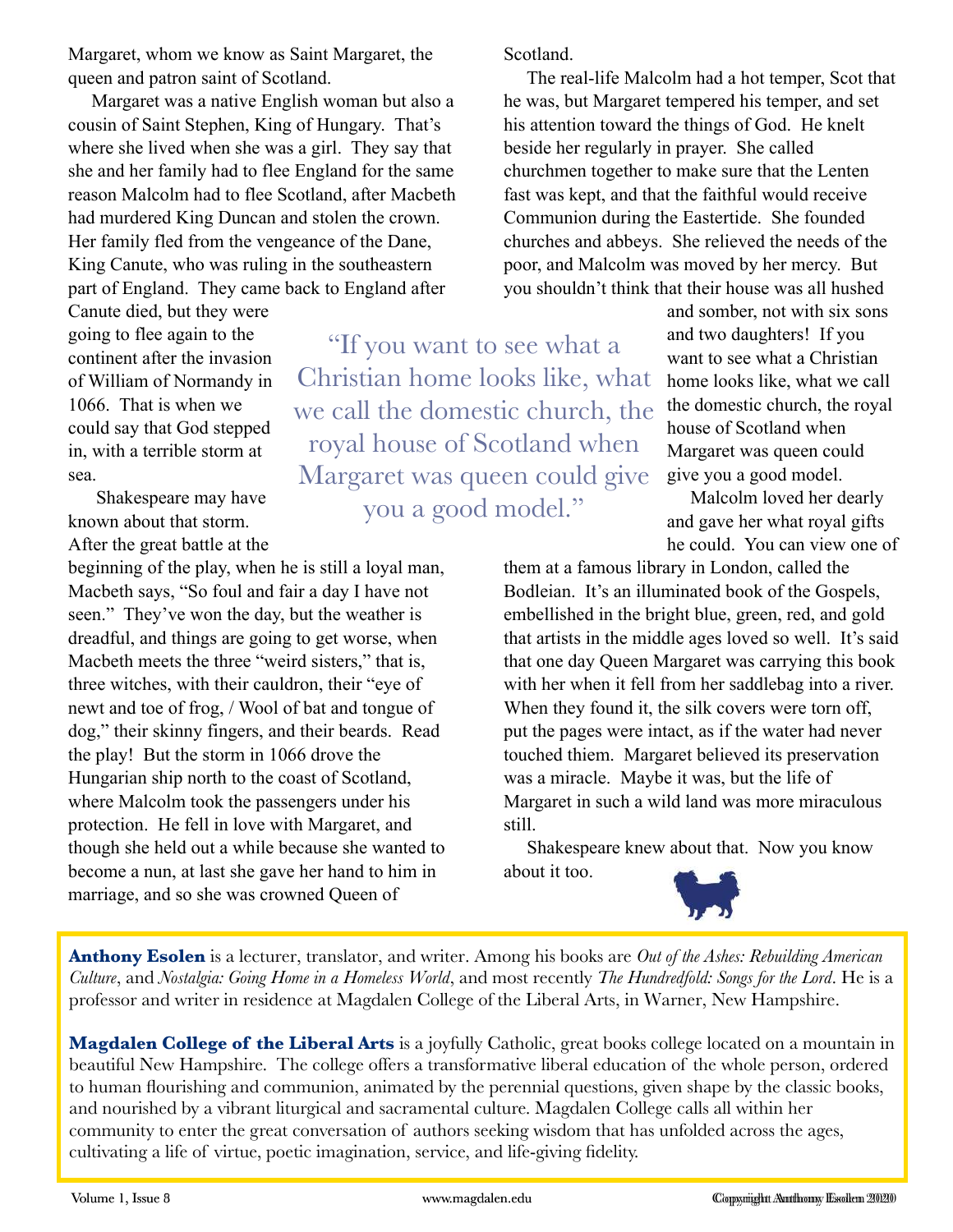Margaret, whom we know as Saint Margaret, the queen and patron saint of Scotland.

Margaret was a native English woman but also a cousin of Saint Stephen, King of Hungary. That's where she lived when she was a girl. They say that she and her family had to flee England for the same reason Malcolm had to flee Scotland, after Macbeth had murdered King Duncan and stolen the crown. Her family fled from the vengeance of the Dane, King Canute, who was ruling in the southeastern part of England. They came back to England after Canute died, but they were going to flee again to the continent after the invasion of William of Normandy in 1066. That is when we could say that God stepped in, with a terrible storm at sea.

Shakespeare may have known about that storm. After the great battle at the beginning of the play, when he is still a loyal man, Macbeth says, "So foul and fair a day I have not seen." They've won the day, but the weather is dreadful, and things are going to get worse, when Macbeth meets the three "weird sisters," that is, three witches, with their cauldron, their "eye of newt and toe of frog, / Wool of bat and tongue of dog," their skinny fingers, and their beards. Read the play! But the storm in 1066 drove the Hungarian ship north to the coast of Scotland, where Malcolm took the passengers under his protection. He fell in love with Margaret, and though she held out a while because she wanted to become a nun, at last she gave her hand to him in marriage, and so she was crowned Queen of Scotland.

The real-life Malcolm had a hot temper, Scot that he was, but Margaret tempered his temper, and set his attention toward the things of God. He knelt beside her regularly in prayer. She called churchmen together to make sure that the Lenten fast was kept, and that the faithful would receive Communion during the Eastertide. She founded churches and abbeys. She relieved the needs of the poor, and Malcolm was moved by her mercy. But you shouldn't think that their house was all hushed and somber, not with six sons and two daughters! If you want to see what a Christian home looks like, what we call the domestic church, the royal house of Scotland when Margaret was queen could give you a good model.

> "If you want to see what a Christian home looks like, what we call the domestic church, the royal house of Scotland when Margaret was queen could give you a good model."

Malcolm loved her dearly and gave her what royal gifts he could. You can view one of them at a famous library in London, called the Bodleian. It's an illuminated book of the Gospels, embellished in the bright blue, green, red, and gold that artists in the middle ages loved so well. It's said that one day Queen Margaret was carrying this book with her when it fell from her saddlebag into a river. When they found it, the silk covers were torn off, put the pages were intact, as if the water had never touched thiem. Margaret believed its preservation was a miracle. Maybe it was, but the life of Margaret in such a wild land was more miraculous still.

Shakespeare knew about that. Now you know about it too.

**Anthony Esolen** is a lecturer, translator, and writer. Among his books are *Out of the Ashes: Rebuilding American Culture*, and *Nostalgia: Going Home in a Homeless World*, and most recently *The Hundredfold: Songs for the Lord*. He is a professor and writer in residence at Magdalen College of the Liberal Arts, in Warner, New Hampshire.

**Magdalen College of the Liberal Arts** is a joyfully Catholic, great books college located on a mountain in beautiful New Hampshire. The college offers a transformative liberal education of the whole person, ordered to human flourishing and communion, animated by the perennial questions, given shape by the classic books, and nourished by a vibrant liturgical and sacramental culture. Magdalen College calls all within her community to enter the great conversation of authors seeking wisdom that has unfolded across the ages, cultivating a life of virtue, poetic imagination, service, and life-giving fidelity.